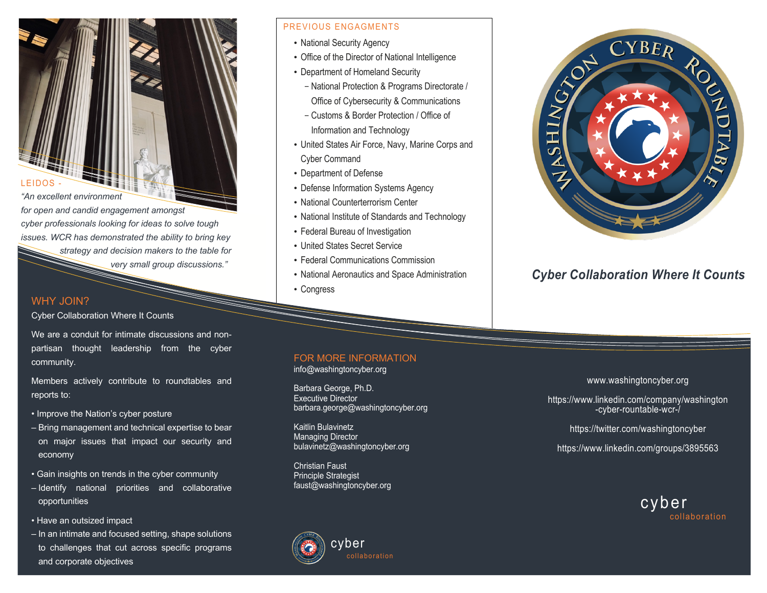LEIDOS -

*"An excellent environment for open and candid engagement amongst cyber professionals looking for ideas to solve tough issues. WCR has demonstrated the ability to bring key strategy and decision makers to the table for very small group discussions."*

## WHY JOIN?

Cyber Collaboration Where It Counts

We are a conduit for intimate discussions and non-partisan thought leadership from the cyber community.

Members actively contribute to roundtables and reports to:

- Improve the Nation's cyber posture
  - Bring management and technical expertise to bear on major issues that impact our security and economy
- Gain insights on trends in the cyber community
  - Identify national priorities and collaborative opportunities
- Have an outsized impact
  - In an intimate and focused setting, shape solutions to challenges that cut across specific programs and corporate objectives

## PREVIOUS ENGAGMENTS

- National Security Agency
- Office of the Director of National Intelligence
- Department of Homeland Security
  - National Protection & Programs Directorate / Office of Cybersecurity & Communications
  - Customs & Border Protection / Office of Information and Technology
- United States Air Force, Navy, Marine Corps and Cyber Command
- Department of Defense
- Defense Information Systems Agency
- National Counterterrorism Center
- National Institute of Standards and Technology
- Federal Bureau of Investigation
- United States Secret Service
- Federal Communications Commission
- National Aeronautics and Space Administration
- Congress

## FOR MORE INFORMATION

info@washingtoncyber.org

Barbara George, Ph.D.
Executive Director
barbara.george@washingtoncyber.org

Kaitlin Bulavinetz
Managing Director
bulavinetz@washingtoncyber.org

Christian Faust
Principle Strategist
faust@washingtoncyber.org

cyber collaboration

# WASHINGTON CYBER ROUNDTABLE

***Cyber Collaboration Where It Counts***

www.washingtoncyber.org

https://www.linkedin.com/company/washington-cyber-rountable-wcr-/

https://twitter.com/washingtoncyber

https://www.linkedin.com/groups/3895563

cyber collaboration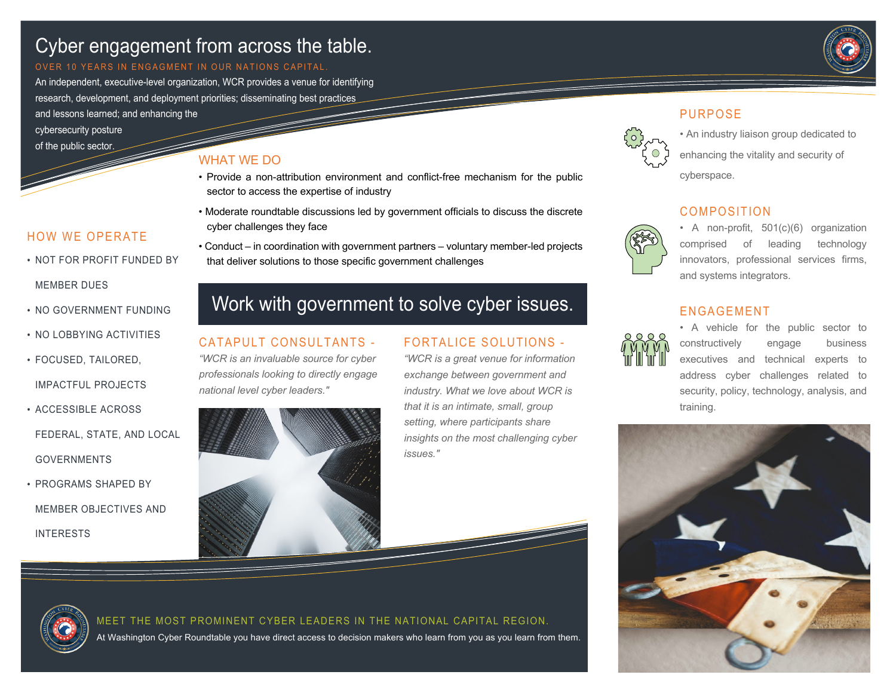# Cyber engagement from across the table.

OVER 10 YEARS IN ENGAGMENT IN OUR NATIONS CAPITAL.

An independent, executive-level organization, WCR provides a venue for identifying research, development, and deployment priorities; disseminating best practices and lessons learned; and enhancing the cybersecurity posture of the public sector.

## HOW WE OPERATE

- NOT FOR PROFIT FUNDED BY MEMBER DUES
- NO GOVERNMENT FUNDING
- NO LOBBYING ACTIVITIES
- FOCUSED, TAILORED, IMPACTFUL PROJECTS
- ACCESSIBLE ACROSS FEDERAL, STATE, AND LOCAL GOVERNMENTS
- PROGRAMS SHAPED BY MEMBER OBJECTIVES AND INTERESTS

## WHAT WE DO

- Provide a non-attribution environment and conflict-free mechanism for the public sector to access the expertise of industry
- Moderate roundtable discussions led by government officials to discuss the discrete cyber challenges they face
- Conduct – in coordination with government partners – voluntary member-led projects that deliver solutions to those specific government challenges

## Work with government to solve cyber issues.

### CATAPULT CONSULTANTS -

*"WCR is an invaluable source for cyber professionals looking to directly engage national level cyber leaders."*

### FORTALICE SOLUTIONS -

*"WCR is a great venue for information exchange between government and industry. What we love about WCR is that it is an intimate, small, group setting, where participants share insights on the most challenging cyber issues."*

## PURPOSE

- An industry liaison group dedicated to enhancing the vitality and security of cyberspace.

## COMPOSITION

- A non-profit, 501(c)(6) organization comprised of leading technology innovators, professional services firms, and systems integrators.

## ENGAGEMENT

- A vehicle for the public sector to constructively engage business executives and technical experts to address cyber challenges related to security, policy, technology, analysis, and training.

MEET THE MOST PROMINENT CYBER LEADERS IN THE NATIONAL CAPITAL REGION.

At Washington Cyber Roundtable you have direct access to decision makers who learn from you as you learn from them.